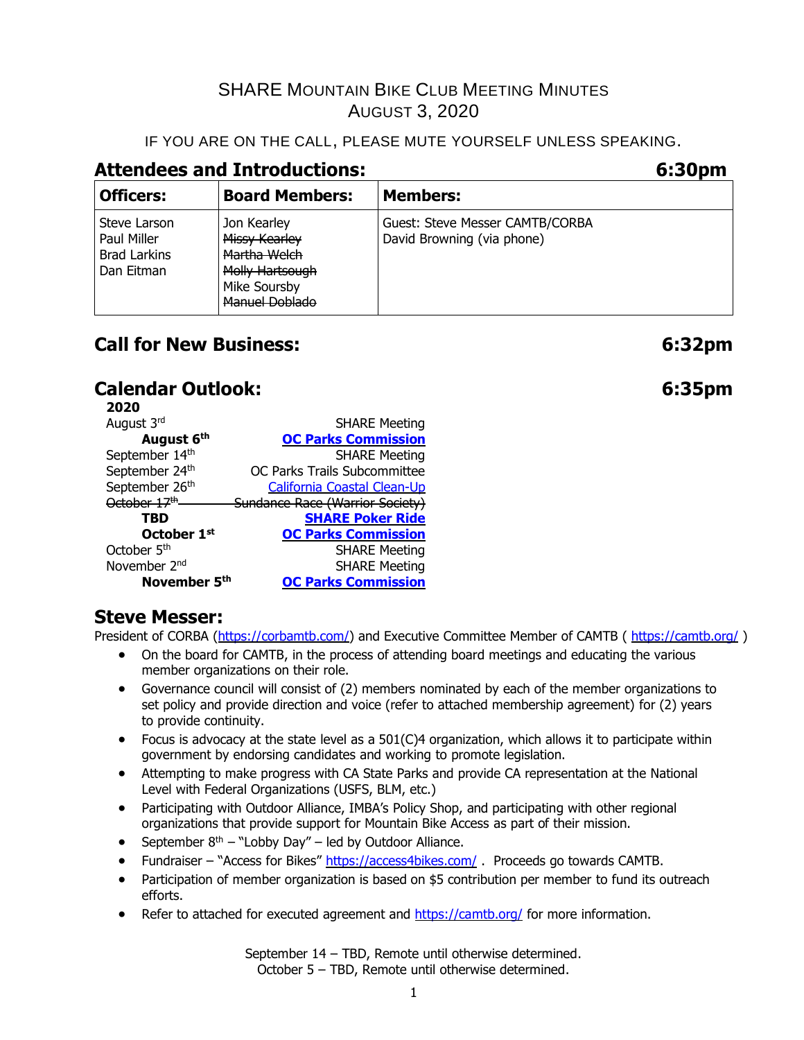# SHARE Mountain Bike Club Meeting Minutes
## August 3, 2020

IF YOU ARE ON THE CALL, PLEASE MUTE YOURSELF UNLESS SPEAKING.

## Attendees and Introductions: 6:30pm

| Officers: | Board Members: | Members: |
| --- | --- | --- |
| Steve Larson<br>Paul Miller<br>Brad Larkins<br>Dan Eitman | Jon Kearley<br>~~Missy Kearley~~<br>~~Martha Welch~~<br>~~Molly Hartsough~~<br>Mike Soursby<br>~~Manuel Doblado~~ | Guest: Steve Messer CAMTB/CORBA<br>David Browning (via phone) |

## Call for New Business: 6:32pm

## Calendar Outlook: 6:35pm

**2020**

| Date | Event |
| --- | --- |
| August 3rd | SHARE Meeting |
| **August 6th** | **OC Parks Commission** |
| September 14th | SHARE Meeting |
| September 24th | OC Parks Trails Subcommittee |
| September 26th | California Coastal Clean-Up |
| ~~October 17th~~ | ~~Sundance Race (Warrior Society)~~ |
| **TBD** | **SHARE Poker Ride** |
| **October 1st** | **OC Parks Commission** |
| October 5th | SHARE Meeting |
| November 2nd | SHARE Meeting |
| **November 5th** | **OC Parks Commission** |

## Steve Messer:

President of CORBA (https://corbamtb.com/) and Executive Committee Member of CAMTB ( https://camtb.org/ )

- On the board for CAMTB, in the process of attending board meetings and educating the various member organizations on their role.
- Governance council will consist of (2) members nominated by each of the member organizations to set policy and provide direction and voice (refer to attached membership agreement) for (2) years to provide continuity.
- Focus is advocacy at the state level as a 501(C)4 organization, which allows it to participate within government by endorsing candidates and working to promote legislation.
- Attempting to make progress with CA State Parks and provide CA representation at the National Level with Federal Organizations (USFS, BLM, etc.)
- Participating with Outdoor Alliance, IMBA's Policy Shop, and participating with other regional organizations that provide support for Mountain Bike Access as part of their mission.
- September 8th – "Lobby Day" – led by Outdoor Alliance.
- Fundraiser – "Access for Bikes" https://access4bikes.com/ . Proceeds go towards CAMTB.
- Participation of member organization is based on $5 contribution per member to fund its outreach efforts.
- Refer to attached for executed agreement and https://camtb.org/ for more information.

September 14 – TBD, Remote until otherwise determined.
October 5 – TBD, Remote until otherwise determined.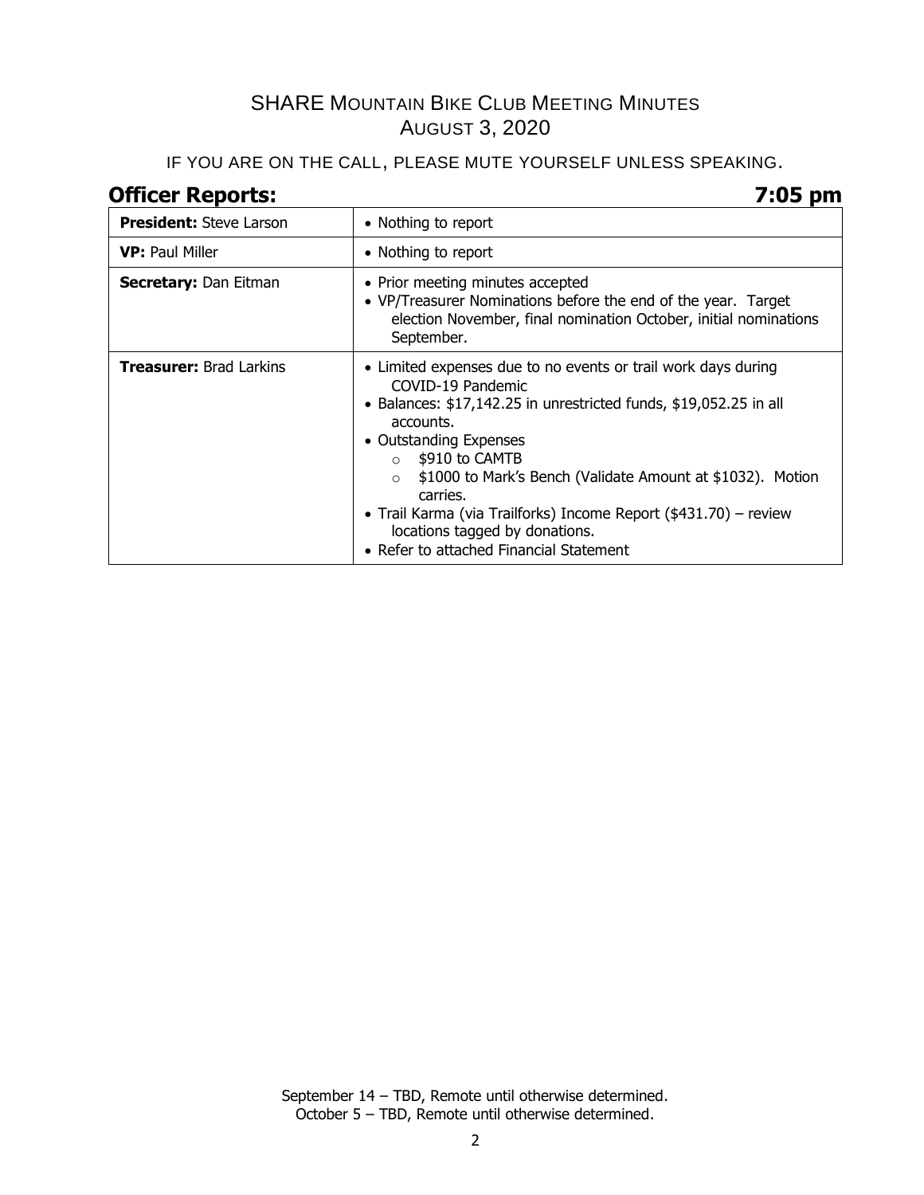# SHARE Mountain Bike Club Meeting Minutes
## August 3, 2020

IF YOU ARE ON THE CALL, PLEASE MUTE YOURSELF UNLESS SPEAKING.

## Officer Reports: 7:05 pm

| | |
|---|---|
| **President:** Steve Larson | • Nothing to report |
| **VP:** Paul Miller | • Nothing to report |
| **Secretary:** Dan Eitman | • Prior meeting minutes accepted<br>• VP/Treasurer Nominations before the end of the year. Target election November, final nomination October, initial nominations September. |
| **Treasurer:** Brad Larkins | • Limited expenses due to no events or trail work days during COVID-19 Pandemic<br>• Balances: $17,142.25 in unrestricted funds, $19,052.25 in all accounts.<br>• Outstanding Expenses<br>  ○ $910 to CAMTB<br>  ○ $1000 to Mark's Bench (Validate Amount at $1032). Motion carries.<br>• Trail Karma (via Trailforks) Income Report ($431.70) – review locations tagged by donations.<br>• Refer to attached Financial Statement |

September 14 – TBD, Remote until otherwise determined.
October 5 – TBD, Remote until otherwise determined.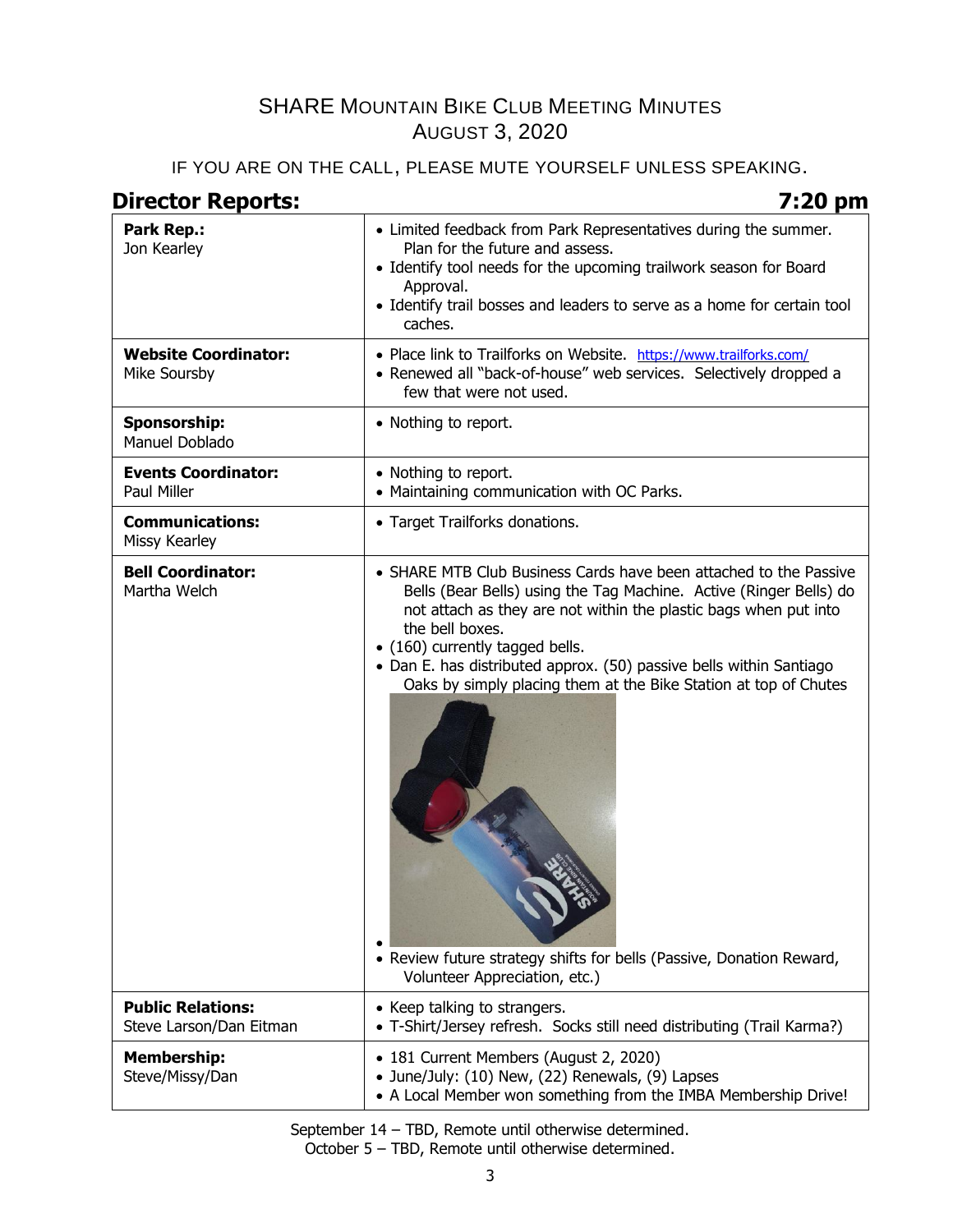# SHARE Mountain Bike Club Meeting Minutes
## August 3, 2020

IF YOU ARE ON THE CALL, PLEASE MUTE YOURSELF UNLESS SPEAKING.

## Director Reports: 7:20 pm

| | |
|---|---|
| **Park Rep.:** Jon Kearley | • Limited feedback from Park Representatives during the summer. Plan for the future and assess.<br>• Identify tool needs for the upcoming trailwork season for Board Approval.<br>• Identify trail bosses and leaders to serve as a home for certain tool caches. |
| **Website Coordinator:** Mike Soursby | • Place link to Trailforks on Website. https://www.trailforks.com/<br>• Renewed all "back-of-house" web services. Selectively dropped a few that were not used. |
| **Sponsorship:** Manuel Doblado | • Nothing to report. |
| **Events Coordinator:** Paul Miller | • Nothing to report.<br>• Maintaining communication with OC Parks. |
| **Communications:** Missy Kearley | • Target Trailforks donations. |
| **Bell Coordinator:** Martha Welch | • SHARE MTB Club Business Cards have been attached to the Passive Bells (Bear Bells) using the Tag Machine. Active (Ringer Bells) do not attach as they are not within the plastic bags when put into the bell boxes.<br>• (160) currently tagged bells.<br>• Dan E. has distributed approx. (50) passive bells within Santiago Oaks by simply placing them at the Bike Station at top of Chutes<br>• Review future strategy shifts for bells (Passive, Donation Reward, Volunteer Appreciation, etc.) |
| **Public Relations:** Steve Larson/Dan Eitman | • Keep talking to strangers.<br>• T-Shirt/Jersey refresh. Socks still need distributing (Trail Karma?) |
| **Membership:** Steve/Missy/Dan | • 181 Current Members (August 2, 2020)<br>• June/July: (10) New, (22) Renewals, (9) Lapses<br>• A Local Member won something from the IMBA Membership Drive! |

September 14 – TBD, Remote until otherwise determined.
October 5 – TBD, Remote until otherwise determined.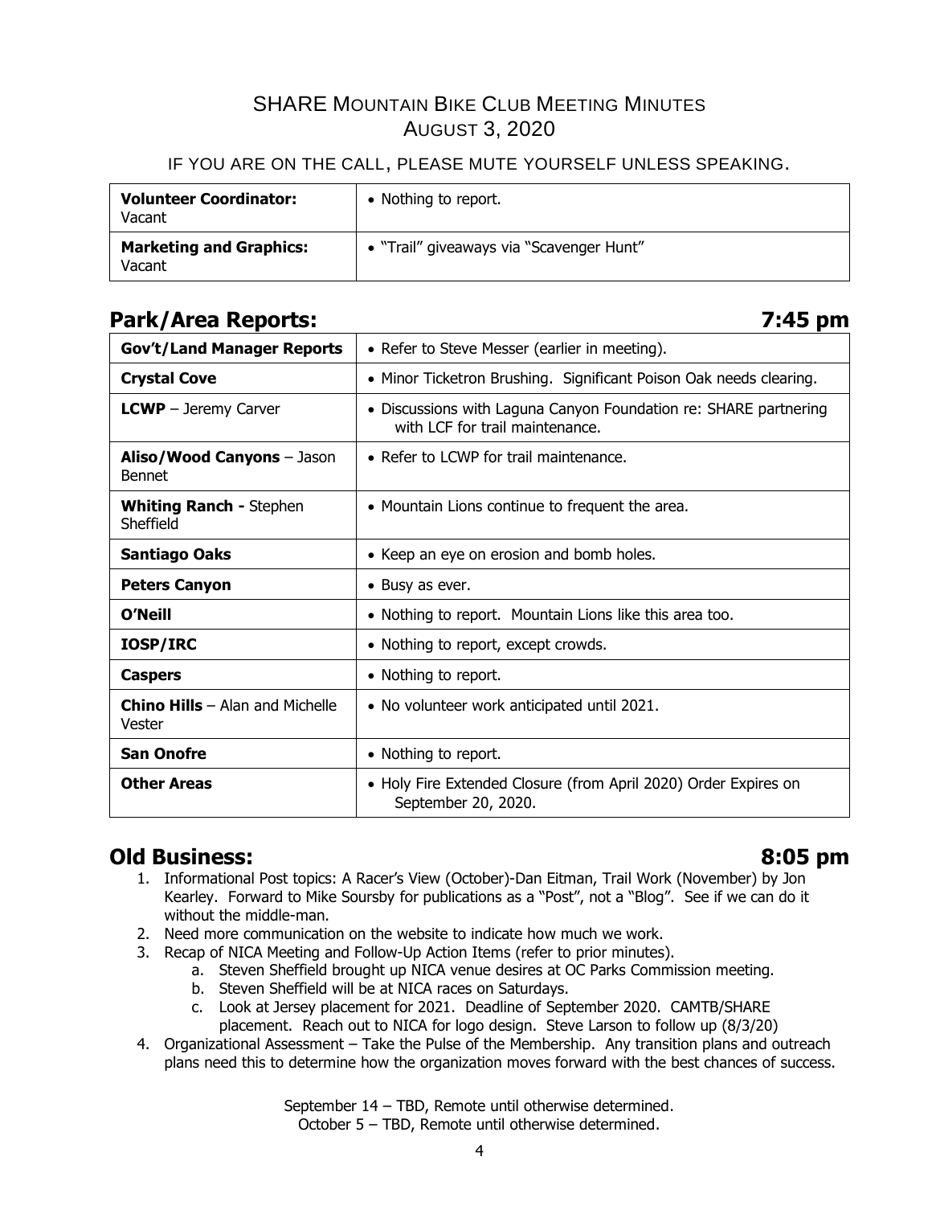## SHARE Mountain Bike Club Meeting Minutes
## August 3, 2020

IF YOU ARE ON THE CALL, PLEASE MUTE YOURSELF UNLESS SPEAKING.

| | |
|---|---|
| **Volunteer Coordinator:** Vacant | • Nothing to report. |
| **Marketing and Graphics:** Vacant | • "Trail" giveaways via "Scavenger Hunt" |

## Park/Area Reports: 7:45 pm

| | |
|---|---|
| **Gov't/Land Manager Reports** | • Refer to Steve Messer (earlier in meeting). |
| **Crystal Cove** | • Minor Ticketron Brushing. Significant Poison Oak needs clearing. |
| **LCWP** – Jeremy Carver | • Discussions with Laguna Canyon Foundation re: SHARE partnering with LCF for trail maintenance. |
| **Aliso/Wood Canyons** – Jason Bennet | • Refer to LCWP for trail maintenance. |
| **Whiting Ranch -** Stephen Sheffield | • Mountain Lions continue to frequent the area. |
| **Santiago Oaks** | • Keep an eye on erosion and bomb holes. |
| **Peters Canyon** | • Busy as ever. |
| **O'Neill** | • Nothing to report. Mountain Lions like this area too. |
| **IOSP/IRC** | • Nothing to report, except crowds. |
| **Caspers** | • Nothing to report. |
| **Chino Hills** – Alan and Michelle Vester | • No volunteer work anticipated until 2021. |
| **San Onofre** | • Nothing to report. |
| **Other Areas** | • Holy Fire Extended Closure (from April 2020) Order Expires on September 20, 2020. |

## Old Business: 8:05 pm

1. Informational Post topics: A Racer's View (October)-Dan Eitman, Trail Work (November) by Jon Kearley. Forward to Mike Soursby for publications as a "Post", not a "Blog". See if we can do it without the middle-man.
2. Need more communication on the website to indicate how much we work.
3. Recap of NICA Meeting and Follow-Up Action Items (refer to prior minutes).
   a. Steven Sheffield brought up NICA venue desires at OC Parks Commission meeting.
   b. Steven Sheffield will be at NICA races on Saturdays.
   c. Look at Jersey placement for 2021. Deadline of September 2020. CAMTB/SHARE placement. Reach out to NICA for logo design. Steve Larson to follow up (8/3/20)
4. Organizational Assessment – Take the Pulse of the Membership. Any transition plans and outreach plans need this to determine how the organization moves forward with the best chances of success.

September 14 – TBD, Remote until otherwise determined.
October 5 – TBD, Remote until otherwise determined.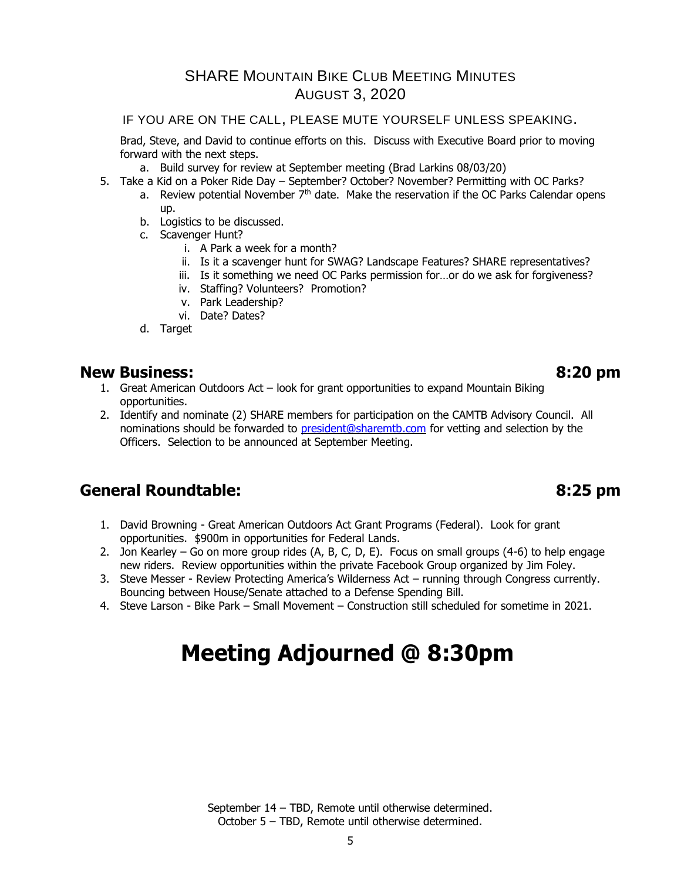SHARE MOUNTAIN BIKE CLUB MEETING MINUTES
AUGUST 3, 2020

IF YOU ARE ON THE CALL, PLEASE MUTE YOURSELF UNLESS SPEAKING.

Brad, Steve, and David to continue efforts on this. Discuss with Executive Board prior to moving forward with the next steps.

a. Build survey for review at September meeting (Brad Larkins 08/03/20)

5. Take a Kid on a Poker Ride Day – September? October? November? Permitting with OC Parks?
   a. Review potential November 7th date. Make the reservation if the OC Parks Calendar opens up.
   b. Logistics to be discussed.
   c. Scavenger Hunt?
      i. A Park a week for a month?
      ii. Is it a scavenger hunt for SWAG? Landscape Features? SHARE representatives?
      iii. Is it something we need OC Parks permission for…or do we ask for forgiveness?
      iv. Staffing? Volunteers? Promotion?
      v. Park Leadership?
      vi. Date? Dates?
   d. Target

## New Business: 8:20 pm

1. Great American Outdoors Act – look for grant opportunities to expand Mountain Biking opportunities.
2. Identify and nominate (2) SHARE members for participation on the CAMTB Advisory Council. All nominations should be forwarded to president@sharemtb.com for vetting and selection by the Officers. Selection to be announced at September Meeting.

## General Roundtable: 8:25 pm

1. David Browning - Great American Outdoors Act Grant Programs (Federal). Look for grant opportunities. $900m in opportunities for Federal Lands.
2. Jon Kearley – Go on more group rides (A, B, C, D, E). Focus on small groups (4-6) to help engage new riders. Review opportunities within the private Facebook Group organized by Jim Foley.
3. Steve Messer - Review Protecting America's Wilderness Act – running through Congress currently. Bouncing between House/Senate attached to a Defense Spending Bill.
4. Steve Larson - Bike Park – Small Movement – Construction still scheduled for sometime in 2021.

# Meeting Adjourned @ 8:30pm

September 14 – TBD, Remote until otherwise determined.
October 5 – TBD, Remote until otherwise determined.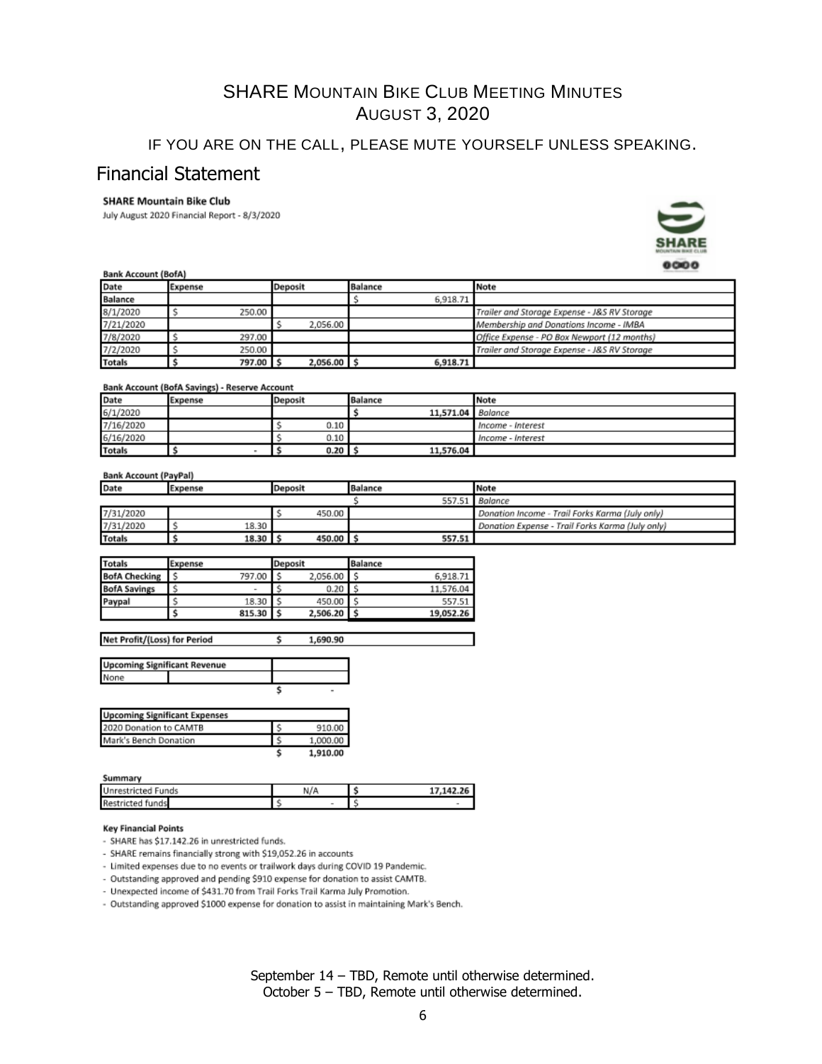# SHARE Mountain Bike Club Meeting Minutes
## August 3, 2020

IF YOU ARE ON THE CALL, PLEASE MUTE YOURSELF UNLESS SPEAKING.

## Financial Statement

**SHARE Mountain Bike Club**

July August 2020 Financial Report - 8/3/2020

**Bank Account (BofA)**

| Date | Expense | Deposit | Balance | Note |
|---|---|---|---|---|
| Balance | | | $ 6,918.71 | |
| 8/1/2020 | $ 250.00 | | | *Trailer and Storage Expense - J&S RV Storage* |
| 7/21/2020 | | $ 2,056.00 | | *Membership and Donations Income - IMBA* |
| 7/8/2020 | $ 297.00 | | | *Office Expense - PO Box Newport (12 months)* |
| 7/2/2020 | $ 250.00 | | | *Trailer and Storage Expense - J&S RV Storage* |
| **Totals** | **$ 797.00** | **$ 2,056.00** | **$ 6,918.71** | |

**Bank Account (BofA Savings) - Reserve Account**

| Date | Expense | Deposit | Balance | Note |
|---|---|---|---|---|
| 6/1/2020 | | | $ 11,571.04 | *Balance* |
| 7/16/2020 | | $ 0.10 | | *Income - Interest* |
| 6/16/2020 | | $ 0.10 | | *Income - Interest* |
| **Totals** | **$ -** | **$ 0.20** | **$ 11,576.04** | |

**Bank Account (PayPal)**

| Date | Expense | Deposit | Balance | Note |
|---|---|---|---|---|
| | | | $ 557.51 | *Balance* |
| 7/31/2020 | | $ 450.00 | | *Donation Income - Trail Forks Karma (July only)* |
| 7/31/2020 | $ 18.30 | | | *Donation Expense - Trail Forks Karma (July only)* |
| **Totals** | **$ 18.30** | **$ 450.00** | **557.51** | |

| Totals | Expense | Deposit | Balance |
|---|---|---|---|
| **BofA Checking** | $ 797.00 | $ 2,056.00 | $ 6,918.71 |
| **BofA Savings** | $ - | $ 0.20 | $ 11,576.04 |
| **Paypal** | $ 18.30 | $ 450.00 | $ 557.51 |
| | **$ 815.30** | **$ 2,506.20** | **$ 19,052.26** |

| Net Profit/(Loss) for Period | $ 1,690.90 |
|---|---|

| Upcoming Significant Revenue | |
|---|---|
| None | |
| | $ - |

| Upcoming Significant Expenses | |
|---|---|
| 2020 Donation to CAMTB | $ 910.00 |
| Mark's Bench Donation | $ 1,000.00 |
| | **$ 1,910.00** |

**Summary**

| | | |
|---|---|---|
| Unrestricted Funds | N/A | **$ 17,142.26** |
| Restricted funds | $ - | $ - |

**Key Financial Points**

- SHARE has $17.142.26 in unrestricted funds.
- SHARE remains financially strong with $19,052.26 in accounts
- Limited expenses due to no events or trailwork days during COVID 19 Pandemic.
- Outstanding approved and pending $910 expense for donation to assist CAMTB.
- Unexpected income of $431.70 from Trail Forks Trail Karma July Promotion.
- Outstanding approved $1000 expense for donation to assist in maintaining Mark's Bench.

September 14 – TBD, Remote until otherwise determined.
October 5 – TBD, Remote until otherwise determined.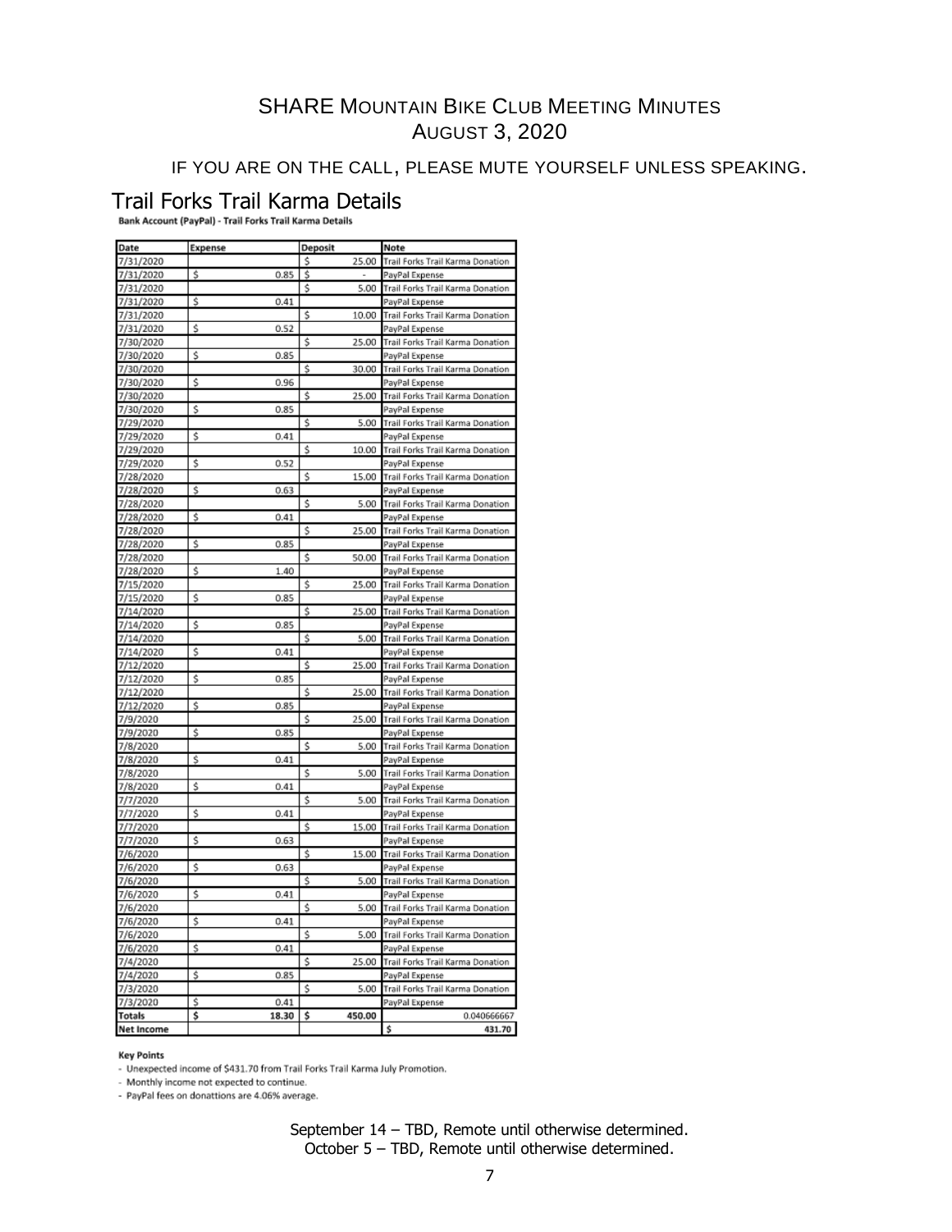# SHARE MOUNTAIN BIKE CLUB MEETING MINUTES
## AUGUST 3, 2020

IF YOU ARE ON THE CALL, PLEASE MUTE YOURSELF UNLESS SPEAKING.

## Trail Forks Trail Karma Details

**Bank Account (PayPal) - Trail Forks Trail Karma Details**

| Date | Expense | Deposit | Note |
|---|---|---|---|
| 7/31/2020 | | $ 25.00 | Trail Forks Trail Karma Donation |
| 7/31/2020 | $ 0.85 | $ - | PayPal Expense |
| 7/31/2020 | | $ 5.00 | Trail Forks Trail Karma Donation |
| 7/31/2020 | $ 0.41 | | PayPal Expense |
| 7/31/2020 | | $ 10.00 | Trail Forks Trail Karma Donation |
| 7/31/2020 | $ 0.52 | | PayPal Expense |
| 7/30/2020 | | $ 25.00 | Trail Forks Trail Karma Donation |
| 7/30/2020 | $ 0.85 | | PayPal Expense |
| 7/30/2020 | | $ 30.00 | Trail Forks Trail Karma Donation |
| 7/30/2020 | $ 0.96 | | PayPal Expense |
| 7/30/2020 | | $ 25.00 | Trail Forks Trail Karma Donation |
| 7/30/2020 | $ 0.85 | | PayPal Expense |
| 7/29/2020 | | $ 5.00 | Trail Forks Trail Karma Donation |
| 7/29/2020 | $ 0.41 | | PayPal Expense |
| 7/29/2020 | | $ 10.00 | Trail Forks Trail Karma Donation |
| 7/29/2020 | $ 0.52 | | PayPal Expense |
| 7/28/2020 | | $ 15.00 | Trail Forks Trail Karma Donation |
| 7/28/2020 | $ 0.63 | | PayPal Expense |
| 7/28/2020 | | $ 5.00 | Trail Forks Trail Karma Donation |
| 7/28/2020 | $ 0.41 | | PayPal Expense |
| 7/28/2020 | | $ 25.00 | Trail Forks Trail Karma Donation |
| 7/28/2020 | $ 0.85 | | PayPal Expense |
| 7/28/2020 | | $ 50.00 | Trail Forks Trail Karma Donation |
| 7/28/2020 | $ 1.40 | | PayPal Expense |
| 7/15/2020 | | $ 25.00 | Trail Forks Trail Karma Donation |
| 7/15/2020 | $ 0.85 | | PayPal Expense |
| 7/14/2020 | | $ 25.00 | Trail Forks Trail Karma Donation |
| 7/14/2020 | $ 0.85 | | PayPal Expense |
| 7/14/2020 | | $ 5.00 | Trail Forks Trail Karma Donation |
| 7/14/2020 | $ 0.41 | | PayPal Expense |
| 7/12/2020 | | $ 25.00 | Trail Forks Trail Karma Donation |
| 7/12/2020 | $ 0.85 | | PayPal Expense |
| 7/12/2020 | | $ 25.00 | Trail Forks Trail Karma Donation |
| 7/12/2020 | $ 0.85 | | PayPal Expense |
| 7/9/2020 | | $ 25.00 | Trail Forks Trail Karma Donation |
| 7/9/2020 | $ 0.85 | | PayPal Expense |
| 7/8/2020 | | $ 5.00 | Trail Forks Trail Karma Donation |
| 7/8/2020 | $ 0.41 | | PayPal Expense |
| 7/8/2020 | | $ 5.00 | Trail Forks Trail Karma Donation |
| 7/8/2020 | $ 0.41 | | PayPal Expense |
| 7/7/2020 | | $ 5.00 | Trail Forks Trail Karma Donation |
| 7/7/2020 | $ 0.41 | | PayPal Expense |
| 7/7/2020 | | $ 15.00 | Trail Forks Trail Karma Donation |
| 7/7/2020 | $ 0.63 | | PayPal Expense |
| 7/6/2020 | | $ 15.00 | Trail Forks Trail Karma Donation |
| 7/6/2020 | $ 0.63 | | PayPal Expense |
| 7/6/2020 | | $ 5.00 | Trail Forks Trail Karma Donation |
| 7/6/2020 | $ 0.41 | | PayPal Expense |
| 7/6/2020 | | $ 5.00 | Trail Forks Trail Karma Donation |
| 7/6/2020 | $ 0.41 | | PayPal Expense |
| 7/6/2020 | | $ 5.00 | Trail Forks Trail Karma Donation |
| 7/6/2020 | $ 0.41 | | PayPal Expense |
| 7/4/2020 | | $ 25.00 | Trail Forks Trail Karma Donation |
| 7/4/2020 | $ 0.85 | | PayPal Expense |
| 7/3/2020 | | $ 5.00 | Trail Forks Trail Karma Donation |
| 7/3/2020 | $ 0.41 | | PayPal Expense |
| **Totals** | **$ 18.30** | **$ 450.00** | 0.040666667 |
| **Net Income** | | | **$ 431.70** |

**Key Points**

- Unexpected income of $431.70 from Trail Forks Trail Karma July Promotion.
- Monthly income not expected to continue.
- PayPal fees on donattions are 4.06% average.

September 14 – TBD, Remote until otherwise determined.
October 5 – TBD, Remote until otherwise determined.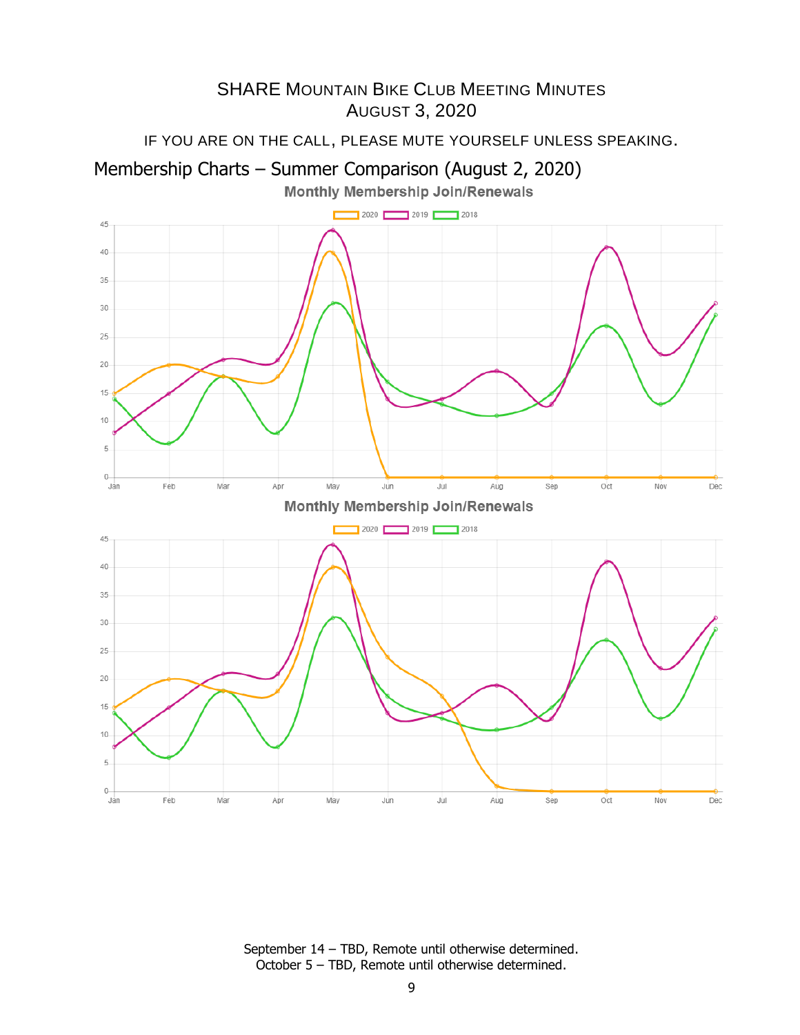# SHARE Mountain Bike Club Meeting Minutes
## August 3, 2020

IF YOU ARE ON THE CALL, PLEASE MUTE YOURSELF UNLESS SPEAKING.

## Membership Charts – Summer Comparison (August 2, 2020)

Monthly Membership Join/Renewals

Monthly Membership Join/Renewals

September 14 – TBD, Remote until otherwise determined.
October 5 – TBD, Remote until otherwise determined.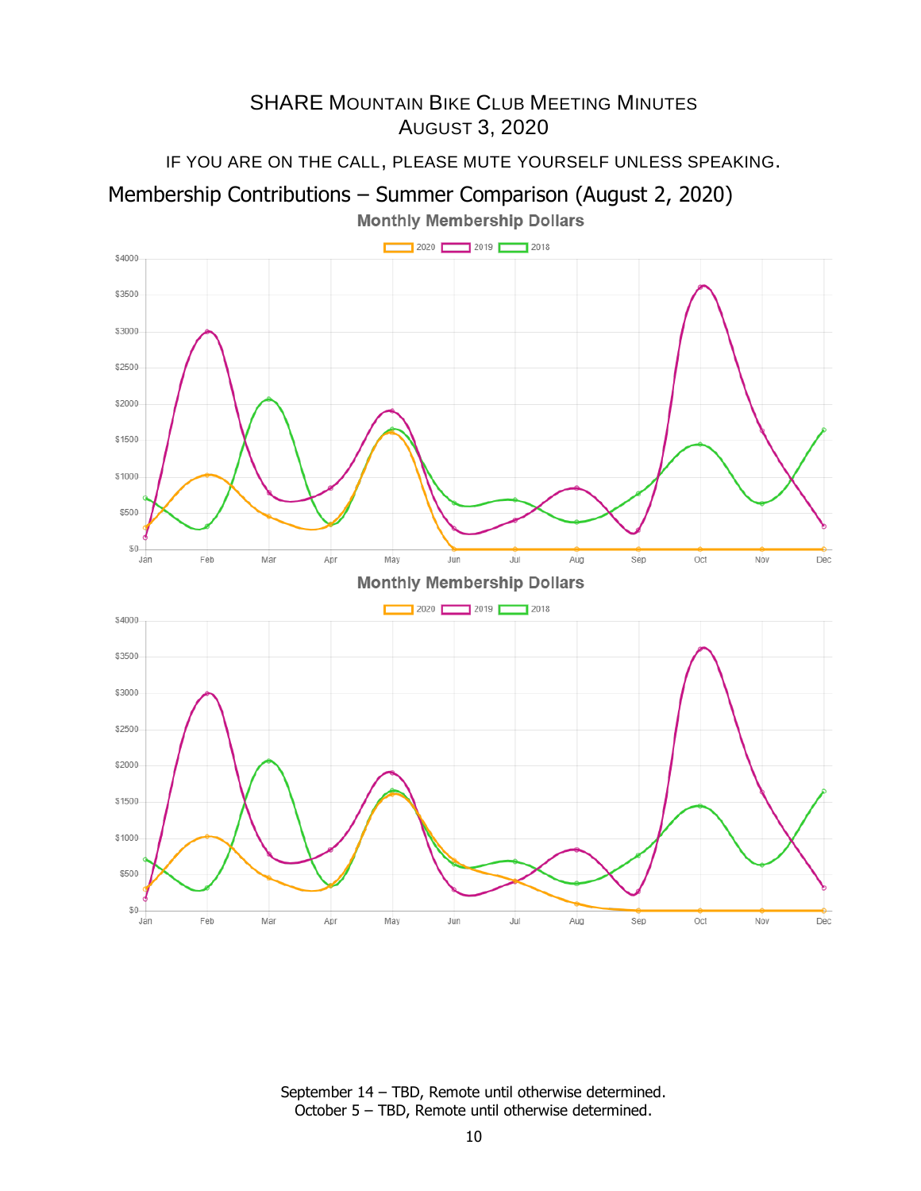# SHARE Mountain Bike Club Meeting Minutes
## August 3, 2020

IF YOU ARE ON THE CALL, PLEASE MUTE YOURSELF UNLESS SPEAKING.

## Membership Contributions – Summer Comparison (August 2, 2020)

Monthly Membership Dollars

2020 2019 2018

$4000
$3500
$3000
$2500
$2000
$1500
$1000
$500
$0

Jan Feb Mar Apr May Jun Jul Aug Sep Oct Nov Dec

Monthly Membership Dollars

2020 2019 2018

$4000
$3500
$3000
$2500
$2000
$1500
$1000
$500
$0

Jan Feb Mar Apr May Jun Jul Aug Sep Oct Nov Dec

September 14 – TBD, Remote until otherwise determined.
October 5 – TBD, Remote until otherwise determined.